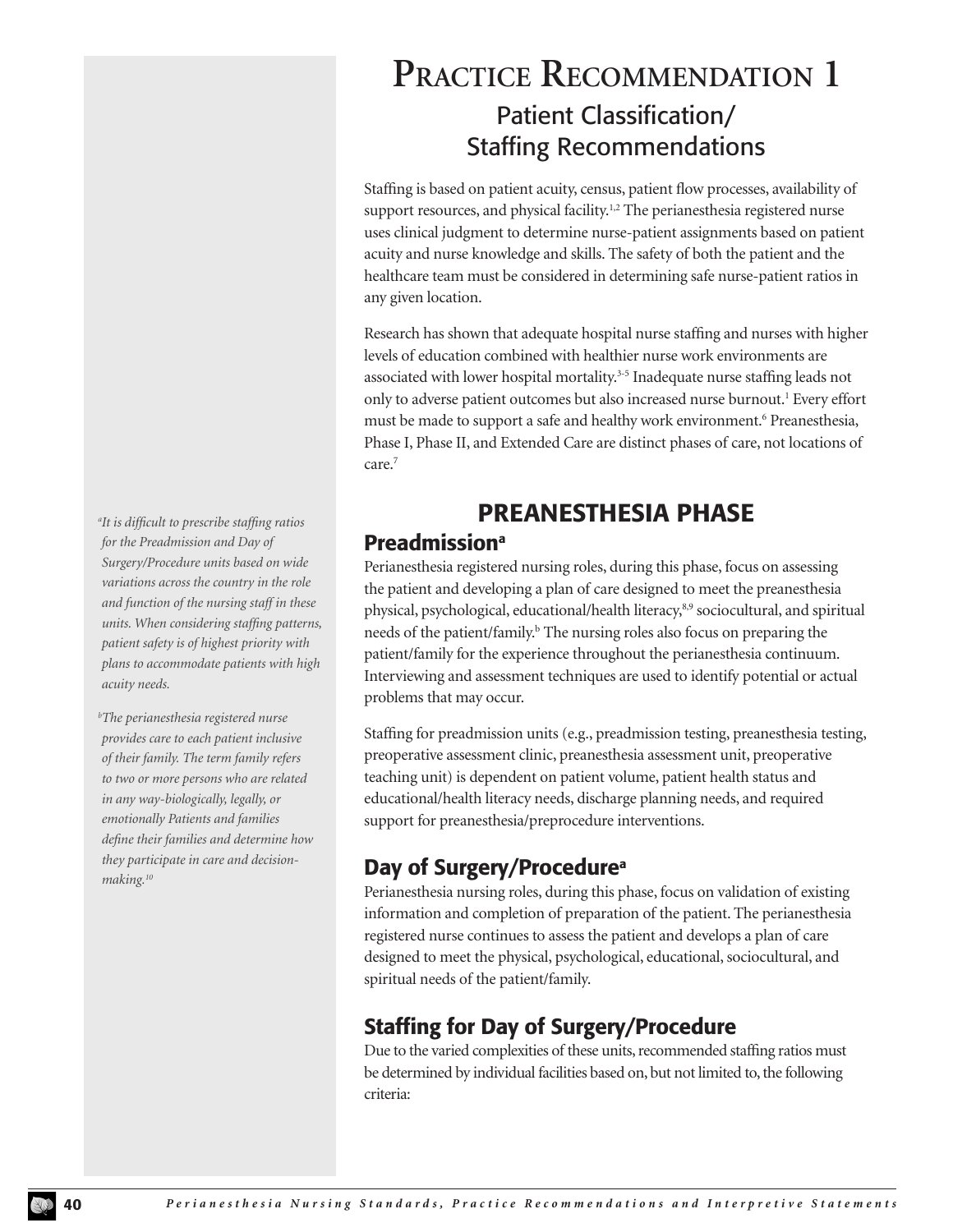# Practice Recommendation 1

## Patient Classification/ Staffing Recommendations

Staffing is based on patient acuity, census, patient flow processes, availability of support resources, and physical facility.[1,2] The perianesthesia registered nurse uses clinical judgment to determine nurse-patient assignments based on patient acuity and nurse knowledge and skills. The safety of both the patient and the healthcare team must be considered in determining safe nurse-patient ratios in any given location.

Research has shown that adequate hospital nurse staffing and nurses with higher levels of education combined with healthier nurse work environments are associated with lower hospital mortality.[3-5] Inadequate nurse staffing leads not only to adverse patient outcomes but also increased nurse burnout.[1] Every effort must be made to support a safe and healthy work environment.[6] Preanesthesia, Phase I, Phase II, and Extended Care are distinct phases of care, not locations of care.[7]

## PREANESTHESIA PHASE

### Preadmission[a]

Perianesthesia registered nursing roles, during this phase, focus on assessing the patient and developing a plan of care designed to meet the preanesthesia physical, psychological, educational/health literacy,[8,9] sociocultural, and spiritual needs of the patient/family.[b] The nursing roles also focus on preparing the patient/family for the experience throughout the perianesthesia continuum. Interviewing and assessment techniques are used to identify potential or actual problems that may occur.

Staffing for preadmission units (e.g., preadmission testing, preanesthesia testing, preoperative assessment clinic, preanesthesia assessment unit, preoperative teaching unit) is dependent on patient volume, patient health status and educational/health literacy needs, discharge planning needs, and required support for preanesthesia/preprocedure interventions.

### Day of Surgery/Procedure[a]

Perianesthesia nursing roles, during this phase, focus on validation of existing information and completion of preparation of the patient. The perianesthesia registered nurse continues to assess the patient and develops a plan of care designed to meet the physical, psychological, educational, sociocultural, and spiritual needs of the patient/family.

### Staffing for Day of Surgery/Procedure

Due to the varied complexities of these units, recommended staffing ratios must be determined by individual facilities based on, but not limited to, the following criteria:

*[a]It is difficult to prescribe staffing ratios for the Preadmission and Day of Surgery/Procedure units based on wide variations across the country in the role and function of the nursing staff in these units. When considering staffing patterns, patient safety is of highest priority with plans to accommodate patients with high acuity needs.*

*[b]The perianesthesia registered nurse provides care to each patient inclusive of their family. The term family refers to two or more persons who are related in any way-biologically, legally, or emotionally Patients and families define their families and determine how they participate in care and decision-making.[10]*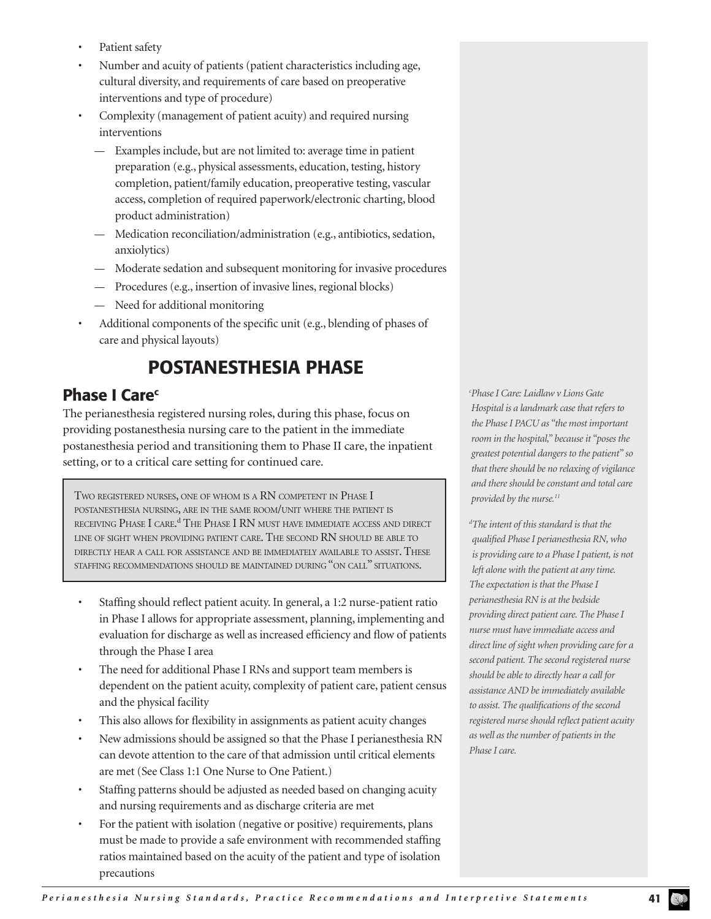- Patient safety
- Number and acuity of patients (patient characteristics including age, cultural diversity, and requirements of care based on preoperative interventions and type of procedure)
- Complexity (management of patient acuity) and required nursing interventions
  - Examples include, but are not limited to: average time in patient preparation (e.g., physical assessments, education, testing, history completion, patient/family education, preoperative testing, vascular access, completion of required paperwork/electronic charting, blood product administration)
  - Medication reconciliation/administration (e.g., antibiotics, sedation, anxiolytics)
  - Moderate sedation and subsequent monitoring for invasive procedures
  - Procedures (e.g., insertion of invasive lines, regional blocks)
  - Need for additional monitoring
- Additional components of the specific unit (e.g., blending of phases of care and physical layouts)

# POSTANESTHESIA PHASE

## Phase I Care[c]

The perianesthesia registered nursing roles, during this phase, focus on providing postanesthesia nursing care to the patient in the immediate postanesthesia period and transitioning them to Phase II care, the inpatient setting, or to a critical care setting for continued care.

> Two registered nurses, one of whom is a RN competent in Phase I postanesthesia nursing, are in the same room/unit where the patient is receiving Phase I care.[d] The Phase I RN must have immediate access and direct line of sight when providing patient care. The second RN should be able to directly hear a call for assistance and be immediately available to assist. These staffing recommendations should be maintained during "on call" situations.

- Staffing should reflect patient acuity. In general, a 1:2 nurse-patient ratio in Phase I allows for appropriate assessment, planning, implementing and evaluation for discharge as well as increased efficiency and flow of patients through the Phase I area
- The need for additional Phase I RNs and support team members is dependent on the patient acuity, complexity of patient care, patient census and the physical facility
- This also allows for flexibility in assignments as patient acuity changes
- New admissions should be assigned so that the Phase I perianesthesia RN can devote attention to the care of that admission until critical elements are met (See Class 1:1 One Nurse to One Patient.)
- Staffing patterns should be adjusted as needed based on changing acuity and nursing requirements and as discharge criteria are met
- For the patient with isolation (negative or positive) requirements, plans must be made to provide a safe environment with recommended staffing ratios maintained based on the acuity of the patient and type of isolation precautions

[c] *Phase I Care: Laidlaw v Lions Gate Hospital is a landmark case that refers to the Phase I PACU as "the most important room in the hospital," because it "poses the greatest potential dangers to the patient" so that there should be no relaxing of vigilance and there should be constant and total care provided by the nurse.*[11]

[d] *The intent of this standard is that the qualified Phase I perianesthesia RN, who is providing care to a Phase I patient, is not left alone with the patient at any time. The expectation is that the Phase I perianesthesia RN is at the bedside providing direct patient care. The Phase I nurse must have immediate access and direct line of sight when providing care for a second patient. The second registered nurse should be able to directly hear a call for assistance AND be immediately available to assist. The qualifications of the second registered nurse should reflect patient acuity as well as the number of patients in the Phase I care.*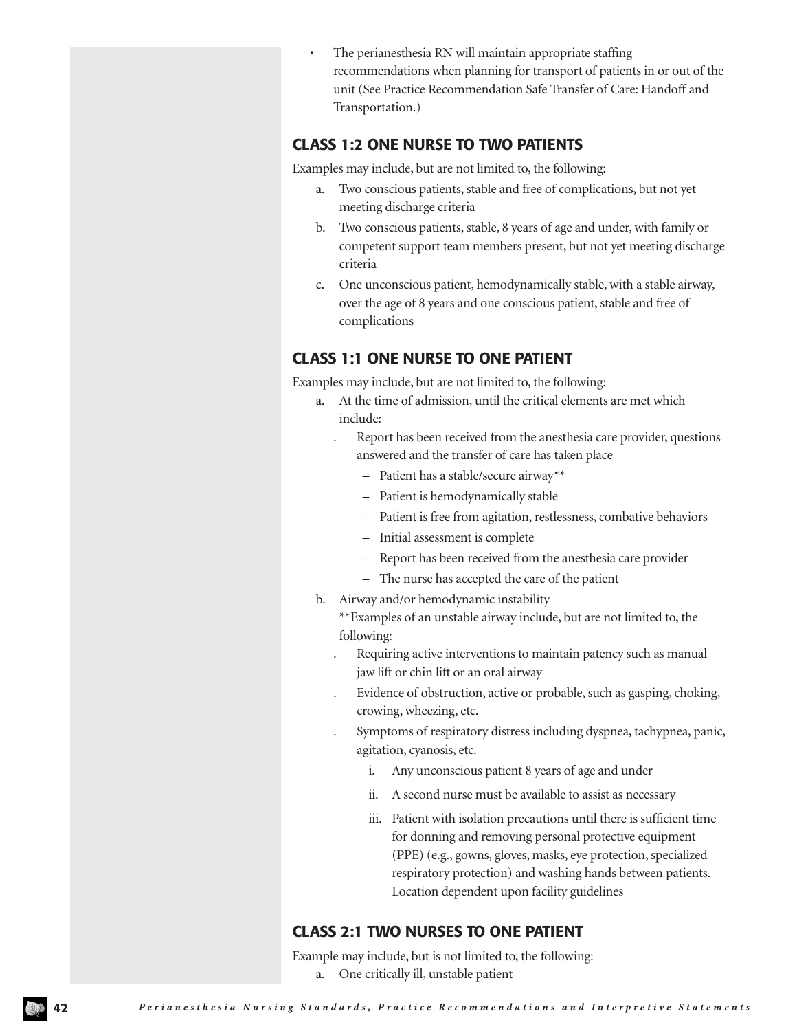- The perianesthesia RN will maintain appropriate staffing recommendations when planning for transport of patients in or out of the unit (See Practice Recommendation Safe Transfer of Care: Handoff and Transportation.)

## CLASS 1:2 ONE NURSE TO TWO PATIENTS

Examples may include, but are not limited to, the following:

a. Two conscious patients, stable and free of complications, but not yet meeting discharge criteria
b. Two conscious patients, stable, 8 years of age and under, with family or competent support team members present, but not yet meeting discharge criteria
c. One unconscious patient, hemodynamically stable, with a stable airway, over the age of 8 years and one conscious patient, stable and free of complications

## CLASS 1:1 ONE NURSE TO ONE PATIENT

Examples may include, but are not limited to, the following:

a. At the time of admission, until the critical elements are met which include:
   - Report has been received from the anesthesia care provider, questions answered and the transfer of care has taken place
     - Patient has a stable/secure airway**
     - Patient is hemodynamically stable
     - Patient is free from agitation, restlessness, combative behaviors
     - Initial assessment is complete
     - Report has been received from the anesthesia care provider
     - The nurse has accepted the care of the patient
b. Airway and/or hemodynamic instability

   **Examples of an unstable airway include, but are not limited to, the following:
   - Requiring active interventions to maintain patency such as manual jaw lift or chin lift or an oral airway
   - Evidence of obstruction, active or probable, such as gasping, choking, crowing, wheezing, etc.
   - Symptoms of respiratory distress including dyspnea, tachypnea, panic, agitation, cyanosis, etc.
     i. Any unconscious patient 8 years of age and under
     ii. A second nurse must be available to assist as necessary
     iii. Patient with isolation precautions until there is sufficient time for donning and removing personal protective equipment (PPE) (e.g., gowns, gloves, masks, eye protection, specialized respiratory protection) and washing hands between patients. Location dependent upon facility guidelines

## CLASS 2:1 TWO NURSES TO ONE PATIENT

Example may include, but is not limited to, the following:

a. One critically ill, unstable patient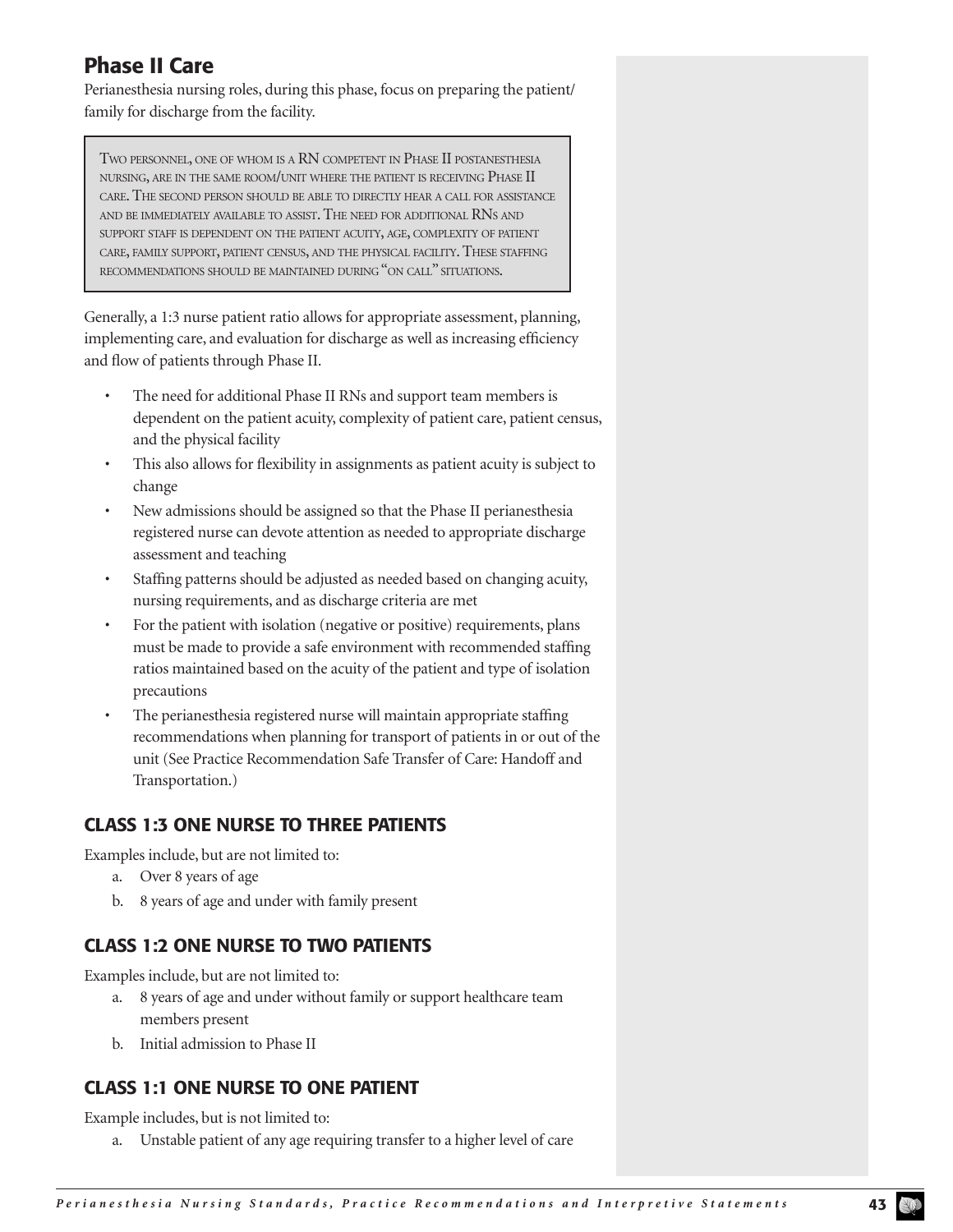## Phase II Care

Perianesthesia nursing roles, during this phase, focus on preparing the patient/family for discharge from the facility.

> Two personnel, one of whom is a RN competent in Phase II postanesthesia nursing, are in the same room/unit where the patient is receiving Phase II care. The second person should be able to directly hear a call for assistance and be immediately available to assist. The need for additional RNs and support staff is dependent on the patient acuity, age, complexity of patient care, family support, patient census, and the physical facility. These staffing recommendations should be maintained during "on call" situations.

Generally, a 1:3 nurse patient ratio allows for appropriate assessment, planning, implementing care, and evaluation for discharge as well as increasing efficiency and flow of patients through Phase II.

- The need for additional Phase II RNs and support team members is dependent on the patient acuity, complexity of patient care, patient census, and the physical facility
- This also allows for flexibility in assignments as patient acuity is subject to change
- New admissions should be assigned so that the Phase II perianesthesia registered nurse can devote attention as needed to appropriate discharge assessment and teaching
- Staffing patterns should be adjusted as needed based on changing acuity, nursing requirements, and as discharge criteria are met
- For the patient with isolation (negative or positive) requirements, plans must be made to provide a safe environment with recommended staffing ratios maintained based on the acuity of the patient and type of isolation precautions
- The perianesthesia registered nurse will maintain appropriate staffing recommendations when planning for transport of patients in or out of the unit (See Practice Recommendation Safe Transfer of Care: Handoff and Transportation.)

### CLASS 1:3 ONE NURSE TO THREE PATIENTS

Examples include, but are not limited to:

a. Over 8 years of age
b. 8 years of age and under with family present

### CLASS 1:2 ONE NURSE TO TWO PATIENTS

Examples include, but are not limited to:

a. 8 years of age and under without family or support healthcare team members present
b. Initial admission to Phase II

### CLASS 1:1 ONE NURSE TO ONE PATIENT

Example includes, but is not limited to:

a. Unstable patient of any age requiring transfer to a higher level of care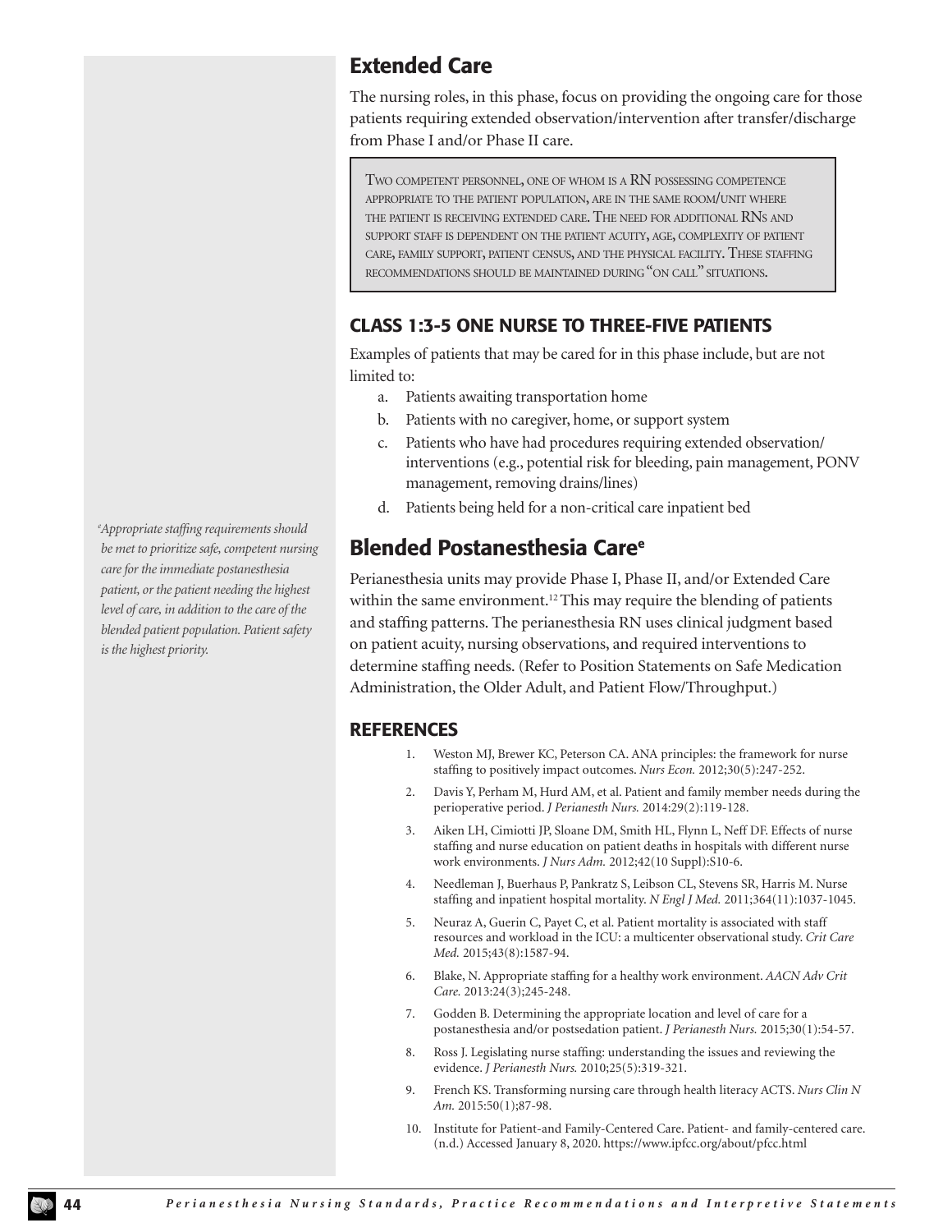## Extended Care

The nursing roles, in this phase, focus on providing the ongoing care for those patients requiring extended observation/intervention after transfer/discharge from Phase I and/or Phase II care.

> Two competent personnel, one of whom is a RN possessing competence appropriate to the patient population, are in the same room/unit where the patient is receiving extended care. The need for additional RNs and support staff is dependent on the patient acuity, age, complexity of patient care, family support, patient census, and the physical facility. These staffing recommendations should be maintained during "on call" situations.

### CLASS 1:3-5 ONE NURSE TO THREE-FIVE PATIENTS

Examples of patients that may be cared for in this phase include, but are not limited to:

a. Patients awaiting transportation home
b. Patients with no caregiver, home, or support system
c. Patients who have had procedures requiring extended observation/interventions (e.g., potential risk for bleeding, pain management, PONV management, removing drains/lines)
d. Patients being held for a non-critical care inpatient bed

## Blended Postanesthesia Care[e]

Perianesthesia units may provide Phase I, Phase II, and/or Extended Care within the same environment.[12] This may require the blending of patients and staffing patterns. The perianesthesia RN uses clinical judgment based on patient acuity, nursing observations, and required interventions to determine staffing needs. (Refer to Position Statements on Safe Medication Administration, the Older Adult, and Patient Flow/Throughput.)

*[e]Appropriate staffing requirements should be met to prioritize safe, competent nursing care for the immediate postanesthesia patient, or the patient needing the highest level of care, in addition to the care of the blended patient population. Patient safety is the highest priority.*

### REFERENCES

1. Weston MJ, Brewer KC, Peterson CA. ANA principles: the framework for nurse staffing to positively impact outcomes. *Nurs Econ.* 2012;30(5):247-252.
2. Davis Y, Perham M, Hurd AM, et al. Patient and family member needs during the perioperative period. *J Perianesth Nurs.* 2014:29(2):119-128.
3. Aiken LH, Cimiotti JP, Sloane DM, Smith HL, Flynn L, Neff DF. Effects of nurse staffing and nurse education on patient deaths in hospitals with different nurse work environments. *J Nurs Adm.* 2012;42(10 Suppl):S10-6.
4. Needleman J, Buerhaus P, Pankratz S, Leibson CL, Stevens SR, Harris M. Nurse staffing and inpatient hospital mortality. *N Engl J Med.* 2011;364(11):1037-1045.
5. Neuraz A, Guerin C, Payet C, et al. Patient mortality is associated with staff resources and workload in the ICU: a multicenter observational study. *Crit Care Med.* 2015;43(8):1587-94.
6. Blake, N. Appropriate staffing for a healthy work environment. *AACN Adv Crit Care.* 2013:24(3);245-248.
7. Godden B. Determining the appropriate location and level of care for a postanesthesia and/or postsedation patient. *J Perianesth Nurs.* 2015;30(1):54-57.
8. Ross J. Legislating nurse staffing: understanding the issues and reviewing the evidence. *J Perianesth Nurs.* 2010;25(5):319-321.
9. French KS. Transforming nursing care through health literacy ACTS. *Nurs Clin N Am.* 2015:50(1);87-98.
10. Institute for Patient-and Family-Centered Care. Patient- and family-centered care. (n.d.) Accessed January 8, 2020. https://www.ipfcc.org/about/pfcc.html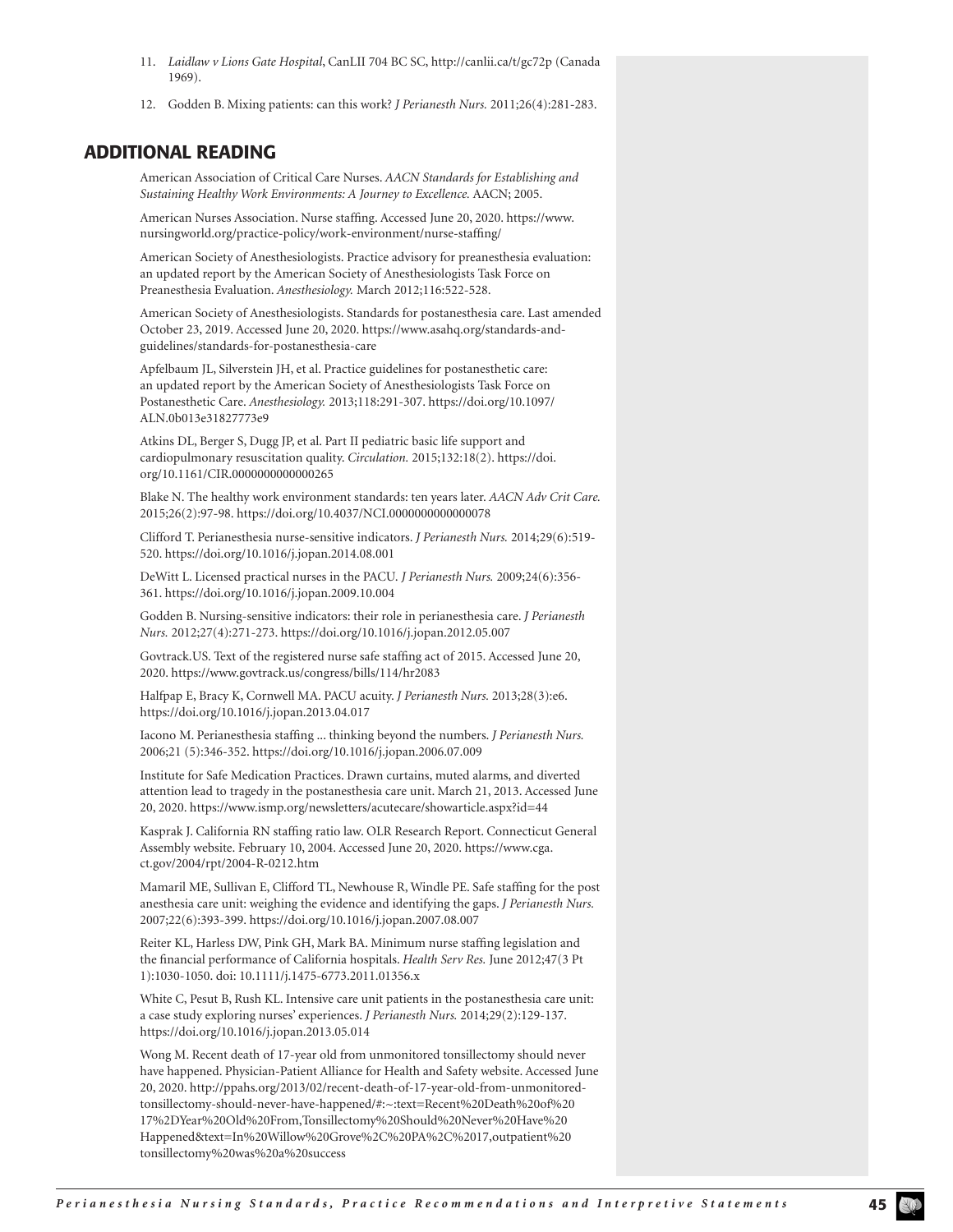11. *Laidlaw v Lions Gate Hospital*, CanLII 704 BC SC, http://canlii.ca/t/gc72p (Canada 1969).

12. Godden B. Mixing patients: can this work? *J Perianesth Nurs.* 2011;26(4):281-283.

## ADDITIONAL READING

American Association of Critical Care Nurses. *AACN Standards for Establishing and Sustaining Healthy Work Environments: A Journey to Excellence.* AACN; 2005.

American Nurses Association. Nurse staffing. Accessed June 20, 2020. https://www.nursingworld.org/practice-policy/work-environment/nurse-staffing/

American Society of Anesthesiologists. Practice advisory for preanesthesia evaluation: an updated report by the American Society of Anesthesiologists Task Force on Preanesthesia Evaluation. *Anesthesiology.* March 2012;116:522-528.

American Society of Anesthesiologists. Standards for postanesthesia care. Last amended October 23, 2019. Accessed June 20, 2020. https://www.asahq.org/standards-and-guidelines/standards-for-postanesthesia-care

Apfelbaum JL, Silverstein JH, et al. Practice guidelines for postanesthetic care: an updated report by the American Society of Anesthesiologists Task Force on Postanesthetic Care. *Anesthesiology.* 2013;118:291-307. https://doi.org/10.1097/ALN.0b013e31827773e9

Atkins DL, Berger S, Dugg JP, et al. Part II pediatric basic life support and cardiopulmonary resuscitation quality. *Circulation.* 2015;132:18(2). https://doi.org/10.1161/CIR.0000000000000265

Blake N. The healthy work environment standards: ten years later. *AACN Adv Crit Care.* 2015;26(2):97-98. https://doi.org/10.4037/NCI.0000000000000078

Clifford T. Perianesthesia nurse-sensitive indicators. *J Perianesth Nurs.* 2014;29(6):519-520. https://doi.org/10.1016/j.jopan.2014.08.001

DeWitt L. Licensed practical nurses in the PACU. *J Perianesth Nurs.* 2009;24(6):356-361. https://doi.org/10.1016/j.jopan.2009.10.004

Godden B. Nursing-sensitive indicators: their role in perianesthesia care. *J Perianesth Nurs.* 2012;27(4):271-273. https://doi.org/10.1016/j.jopan.2012.05.007

Govtrack.US. Text of the registered nurse safe staffing act of 2015. Accessed June 20, 2020. https://www.govtrack.us/congress/bills/114/hr2083

Halfpap E, Bracy K, Cornwell MA. PACU acuity. *J Perianesth Nurs.* 2013;28(3):e6. https://doi.org/10.1016/j.jopan.2013.04.017

Iacono M. Perianesthesia staffing ... thinking beyond the numbers. *J Perianesth Nurs.* 2006;21 (5):346-352. https://doi.org/10.1016/j.jopan.2006.07.009

Institute for Safe Medication Practices. Drawn curtains, muted alarms, and diverted attention lead to tragedy in the postanesthesia care unit. March 21, 2013. Accessed June 20, 2020. https://www.ismp.org/newsletters/acutecare/showarticle.aspx?id=44

Kasprak J. California RN staffing ratio law. OLR Research Report. Connecticut General Assembly website. February 10, 2004. Accessed June 20, 2020. https://www.cga.ct.gov/2004/rpt/2004-R-0212.htm

Mamaril ME, Sullivan E, Clifford TL, Newhouse R, Windle PE. Safe staffing for the post anesthesia care unit: weighing the evidence and identifying the gaps. *J Perianesth Nurs.* 2007;22(6):393-399. https://doi.org/10.1016/j.jopan.2007.08.007

Reiter KL, Harless DW, Pink GH, Mark BA. Minimum nurse staffing legislation and the financial performance of California hospitals. *Health Serv Res.* June 2012;47(3 Pt 1):1030-1050. doi: 10.1111/j.1475-6773.2011.01356.x

White C, Pesut B, Rush KL. Intensive care unit patients in the postanesthesia care unit: a case study exploring nurses' experiences. *J Perianesth Nurs.* 2014;29(2):129-137. https://doi.org/10.1016/j.jopan.2013.05.014

Wong M. Recent death of 17-year old from unmonitored tonsillectomy should never have happened. Physician-Patient Alliance for Health and Safety website. Accessed June 20, 2020. http://ppahs.org/2013/02/recent-death-of-17-year-old-from-unmonitored-tonsillectomy-should-never-have-happened/#:~:text=Recent%20Death%20of%2017%2DYear%20Old%20From,Tonsillectomy%20Should%20Never%20Have%20Happened&text=In%20Willow%20Grove%2C%20PA%2C%2017,outpatient%20tonsillectomy%20was%20a%20success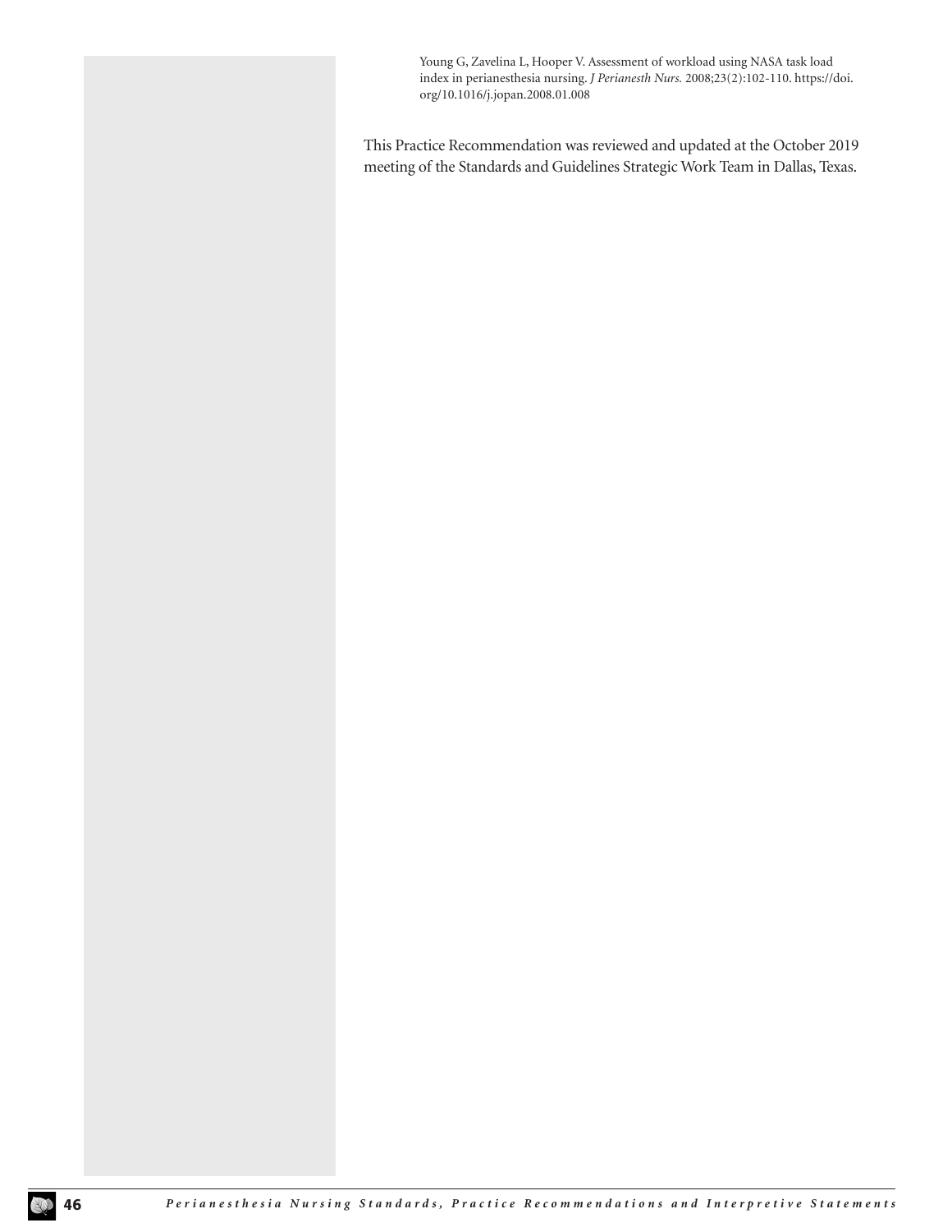Young G, Zavelina L, Hooper V. Assessment of workload using NASA task load index in perianesthesia nursing. *J Perianesth Nurs.* 2008;23(2):102-110. https://doi.org/10.1016/j.jopan.2008.01.008

This Practice Recommendation was reviewed and updated at the October 2019 meeting of the Standards and Guidelines Strategic Work Team in Dallas, Texas.